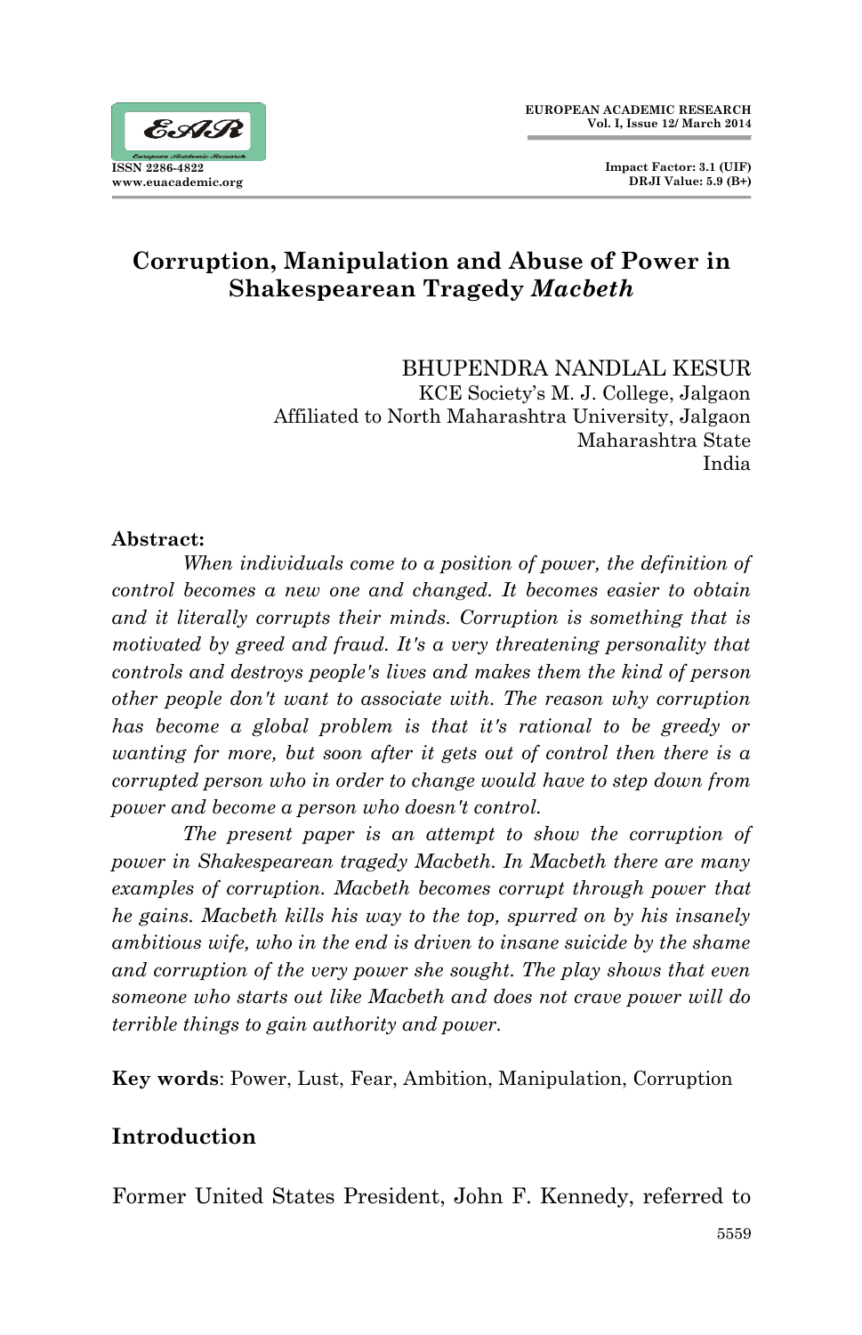# Corruption, Manipulation and Abuse of Power in Shakespearean Tragedy *Macbeth*

BHUPENDRA NANDLAL KESUR
KCE Society's M. J. College, Jalgaon
Affiliated to North Maharashtra University, Jalgaon
Maharashtra State
India

**Abstract:**

*When individuals come to a position of power, the definition of control becomes a new one and changed. It becomes easier to obtain and it literally corrupts their minds. Corruption is something that is motivated by greed and fraud. It's a very threatening personality that controls and destroys people's lives and makes them the kind of person other people don't want to associate with. The reason why corruption has become a global problem is that it's rational to be greedy or wanting for more, but soon after it gets out of control then there is a corrupted person who in order to change would have to step down from power and become a person who doesn't control.*

*The present paper is an attempt to show the corruption of power in Shakespearean tragedy Macbeth. In Macbeth there are many examples of corruption. Macbeth becomes corrupt through power that he gains. Macbeth kills his way to the top, spurred on by his insanely ambitious wife, who in the end is driven to insane suicide by the shame and corruption of the very power she sought. The play shows that even someone who starts out like Macbeth and does not crave power will do terrible things to gain authority and power.*

**Key words**: Power, Lust, Fear, Ambition, Manipulation, Corruption

## Introduction

Former United States President, John F. Kennedy, referred to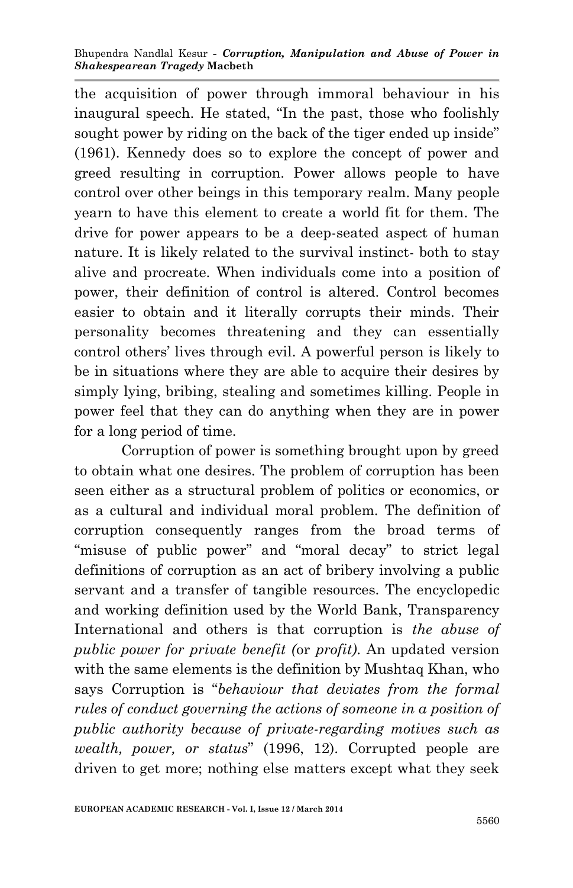the acquisition of power through immoral behaviour in his inaugural speech. He stated, "In the past, those who foolishly sought power by riding on the back of the tiger ended up inside" (1961). Kennedy does so to explore the concept of power and greed resulting in corruption. Power allows people to have control over other beings in this temporary realm. Many people yearn to have this element to create a world fit for them. The drive for power appears to be a deep-seated aspect of human nature. It is likely related to the survival instinct- both to stay alive and procreate. When individuals come into a position of power, their definition of control is altered. Control becomes easier to obtain and it literally corrupts their minds. Their personality becomes threatening and they can essentially control others' lives through evil. A powerful person is likely to be in situations where they are able to acquire their desires by simply lying, bribing, stealing and sometimes killing. People in power feel that they can do anything when they are in power for a long period of time.

Corruption of power is something brought upon by greed to obtain what one desires. The problem of corruption has been seen either as a structural problem of politics or economics, or as a cultural and individual moral problem. The definition of corruption consequently ranges from the broad terms of "misuse of public power" and "moral decay" to strict legal definitions of corruption as an act of bribery involving a public servant and a transfer of tangible resources. The encyclopedic and working definition used by the World Bank, Transparency International and others is that corruption is *the abuse of public power for private benefit (*or *profit).* An updated version with the same elements is the definition by Mushtaq Khan, who says Corruption is "*behaviour that deviates from the formal rules of conduct governing the actions of someone in a position of public authority because of private-regarding motives such as wealth, power, or status*" (1996, 12). Corrupted people are driven to get more; nothing else matters except what they seek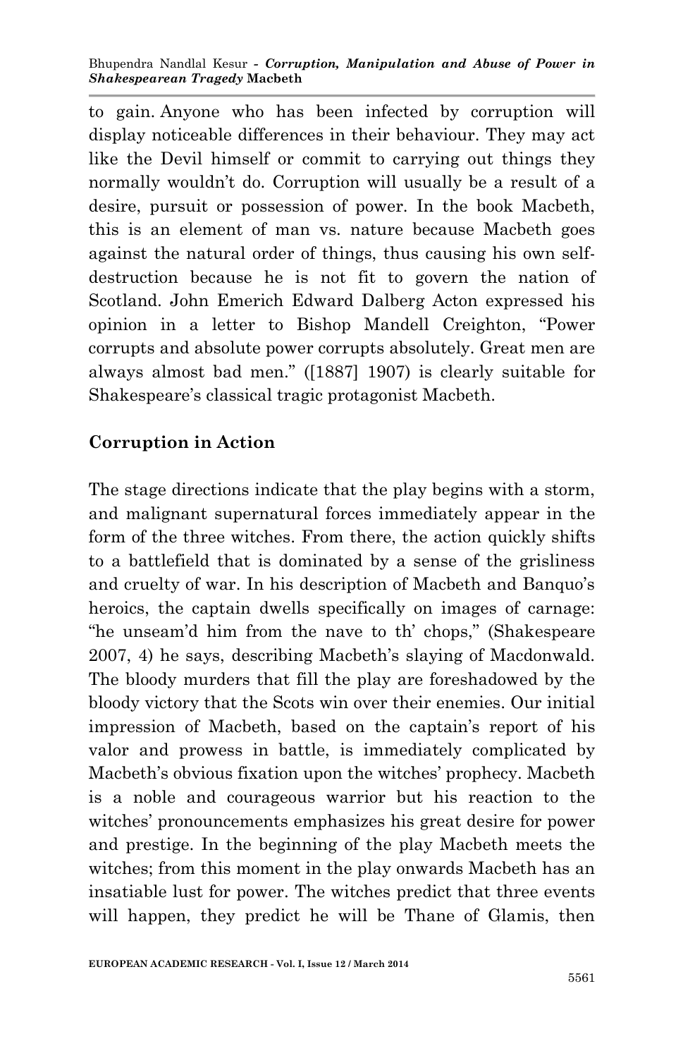to gain. Anyone who has been infected by corruption will display noticeable differences in their behaviour. They may act like the Devil himself or commit to carrying out things they normally wouldn't do. Corruption will usually be a result of a desire, pursuit or possession of power. In the book Macbeth, this is an element of man vs. nature because Macbeth goes against the natural order of things, thus causing his own self-destruction because he is not fit to govern the nation of Scotland. John Emerich Edward Dalberg Acton expressed his opinion in a letter to Bishop Mandell Creighton, "Power corrupts and absolute power corrupts absolutely. Great men are always almost bad men." ([1887] 1907) is clearly suitable for Shakespeare's classical tragic protagonist Macbeth.

## Corruption in Action

The stage directions indicate that the play begins with a storm, and malignant supernatural forces immediately appear in the form of the three witches. From there, the action quickly shifts to a battlefield that is dominated by a sense of the grisliness and cruelty of war. In his description of Macbeth and Banquo's heroics, the captain dwells specifically on images of carnage: "he unseam'd him from the nave to th' chops," (Shakespeare 2007, 4) he says, describing Macbeth's slaying of Macdonwald. The bloody murders that fill the play are foreshadowed by the bloody victory that the Scots win over their enemies. Our initial impression of Macbeth, based on the captain's report of his valor and prowess in battle, is immediately complicated by Macbeth's obvious fixation upon the witches' prophecy. Macbeth is a noble and courageous warrior but his reaction to the witches' pronouncements emphasizes his great desire for power and prestige. In the beginning of the play Macbeth meets the witches; from this moment in the play onwards Macbeth has an insatiable lust for power. The witches predict that three events will happen, they predict he will be Thane of Glamis, then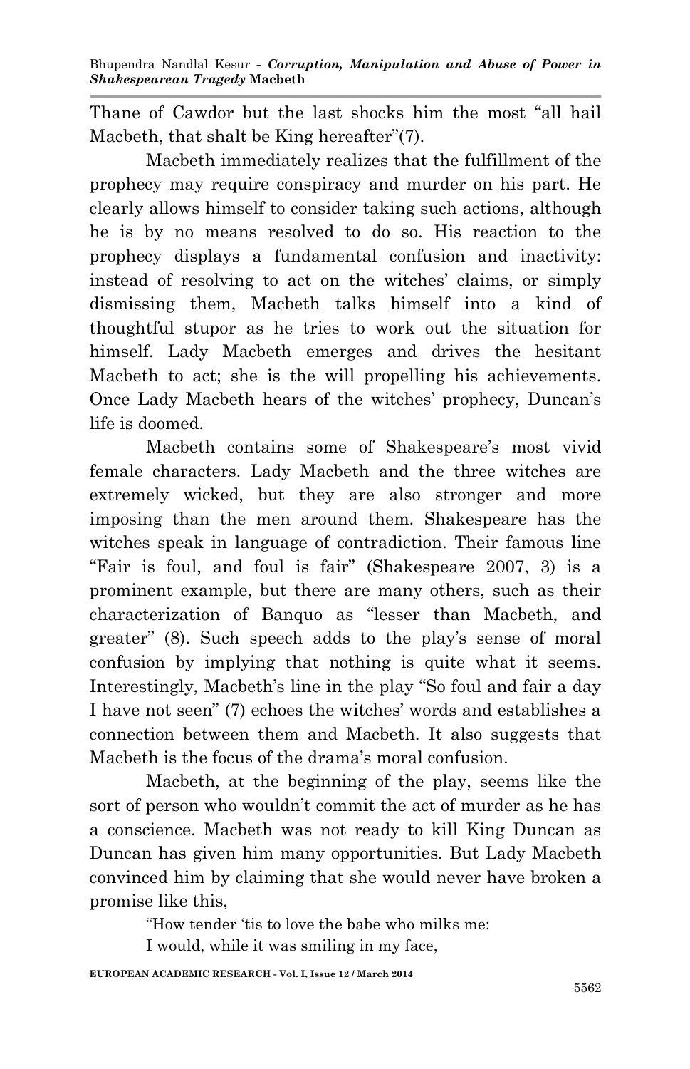Thane of Cawdor but the last shocks him the most "all hail Macbeth, that shalt be King hereafter"(7).

Macbeth immediately realizes that the fulfillment of the prophecy may require conspiracy and murder on his part. He clearly allows himself to consider taking such actions, although he is by no means resolved to do so. His reaction to the prophecy displays a fundamental confusion and inactivity: instead of resolving to act on the witches' claims, or simply dismissing them, Macbeth talks himself into a kind of thoughtful stupor as he tries to work out the situation for himself. Lady Macbeth emerges and drives the hesitant Macbeth to act; she is the will propelling his achievements. Once Lady Macbeth hears of the witches' prophecy, Duncan's life is doomed.

Macbeth contains some of Shakespeare's most vivid female characters. Lady Macbeth and the three witches are extremely wicked, but they are also stronger and more imposing than the men around them. Shakespeare has the witches speak in language of contradiction. Their famous line "Fair is foul, and foul is fair" (Shakespeare 2007, 3) is a prominent example, but there are many others, such as their characterization of Banquo as "lesser than Macbeth, and greater" (8). Such speech adds to the play's sense of moral confusion by implying that nothing is quite what it seems. Interestingly, Macbeth's line in the play "So foul and fair a day I have not seen" (7) echoes the witches' words and establishes a connection between them and Macbeth. It also suggests that Macbeth is the focus of the drama's moral confusion.

Macbeth, at the beginning of the play, seems like the sort of person who wouldn't commit the act of murder as he has a conscience. Macbeth was not ready to kill King Duncan as Duncan has given him many opportunities. But Lady Macbeth convinced him by claiming that she would never have broken a promise like this,

> "How tender 'tis to love the babe who milks me:
> I would, while it was smiling in my face,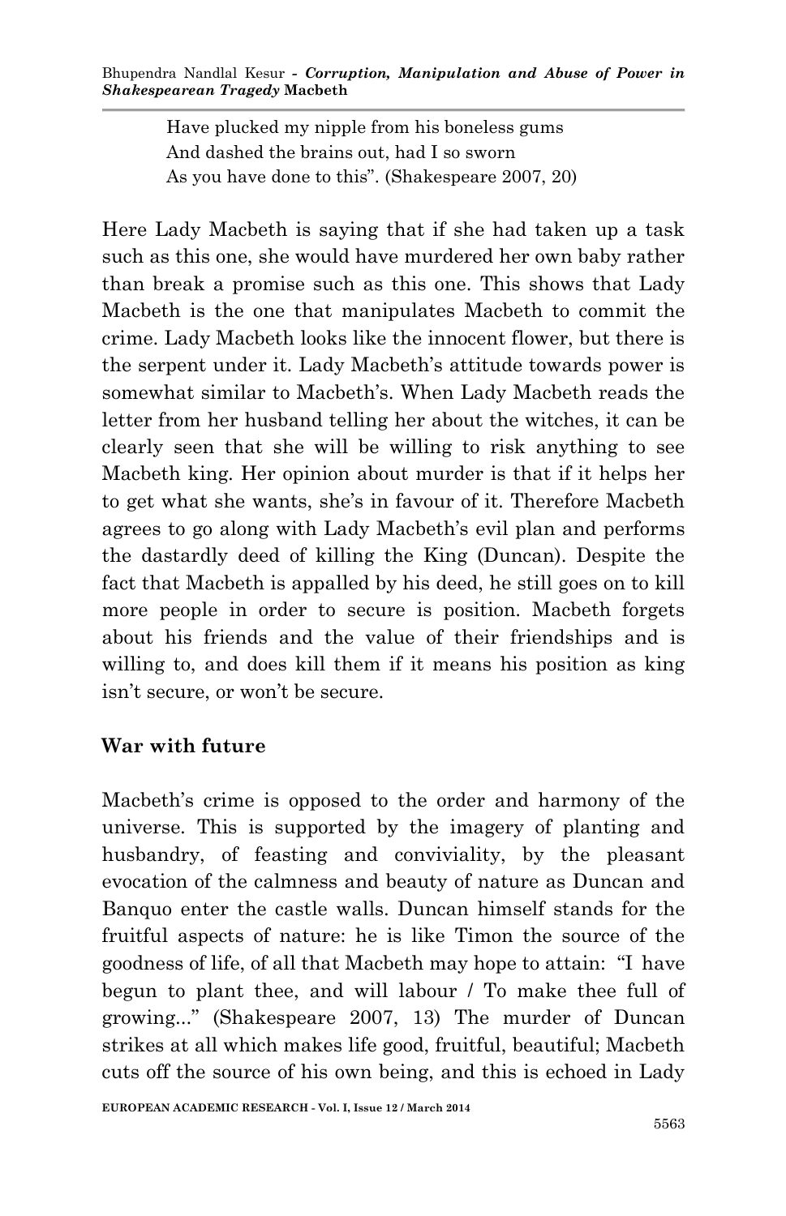> Have plucked my nipple from his boneless gums
> And dashed the brains out, had I so sworn
> As you have done to this". (Shakespeare 2007, 20)

Here Lady Macbeth is saying that if she had taken up a task such as this one, she would have murdered her own baby rather than break a promise such as this one. This shows that Lady Macbeth is the one that manipulates Macbeth to commit the crime. Lady Macbeth looks like the innocent flower, but there is the serpent under it. Lady Macbeth's attitude towards power is somewhat similar to Macbeth's. When Lady Macbeth reads the letter from her husband telling her about the witches, it can be clearly seen that she will be willing to risk anything to see Macbeth king. Her opinion about murder is that if it helps her to get what she wants, she's in favour of it. Therefore Macbeth agrees to go along with Lady Macbeth's evil plan and performs the dastardly deed of killing the King (Duncan). Despite the fact that Macbeth is appalled by his deed, he still goes on to kill more people in order to secure is position. Macbeth forgets about his friends and the value of their friendships and is willing to, and does kill them if it means his position as king isn't secure, or won't be secure.

## War with future

Macbeth's crime is opposed to the order and harmony of the universe. This is supported by the imagery of planting and husbandry, of feasting and conviviality, by the pleasant evocation of the calmness and beauty of nature as Duncan and Banquo enter the castle walls. Duncan himself stands for the fruitful aspects of nature: he is like Timon the source of the goodness of life, of all that Macbeth may hope to attain: "I have begun to plant thee, and will labour / To make thee full of growing..." (Shakespeare 2007, 13) The murder of Duncan strikes at all which makes life good, fruitful, beautiful; Macbeth cuts off the source of his own being, and this is echoed in Lady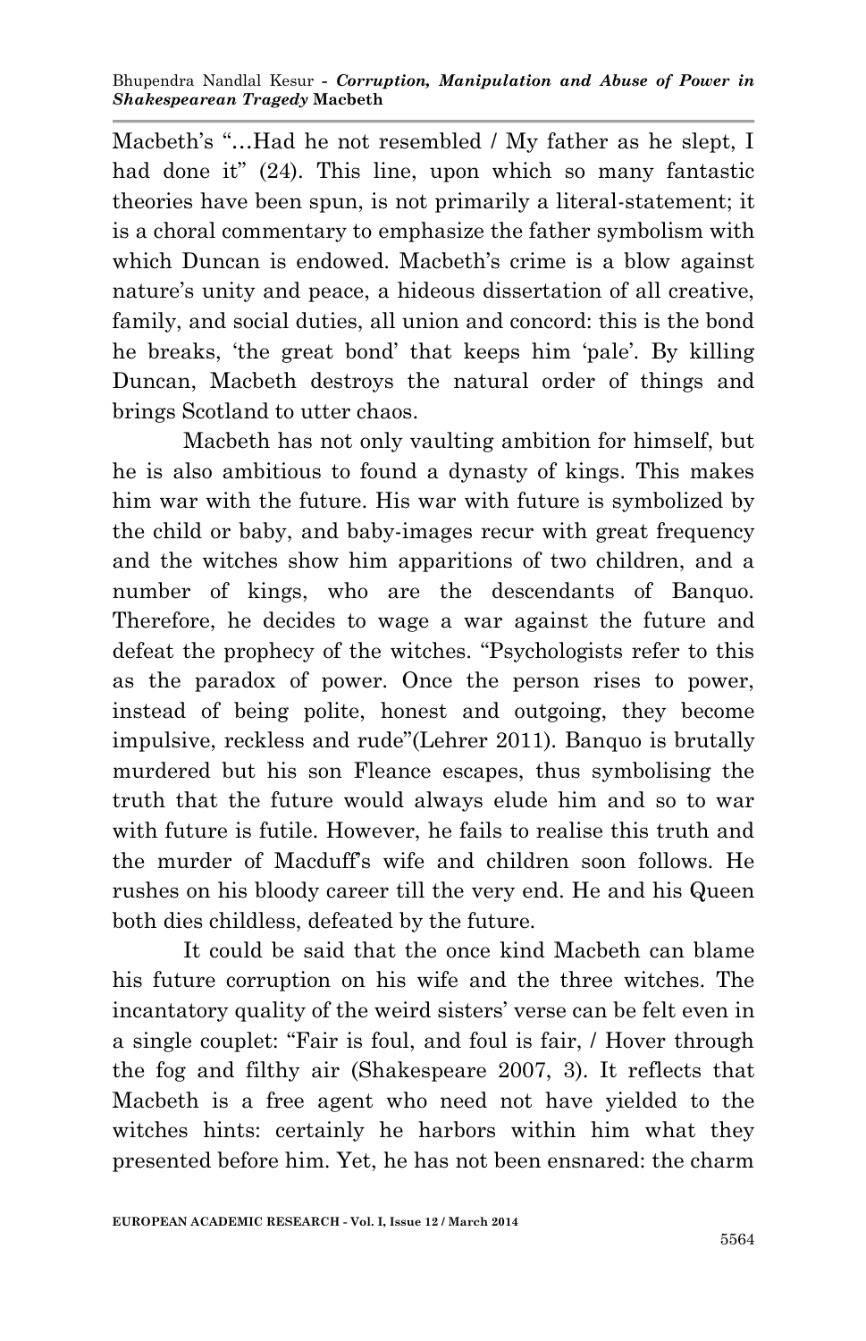Macbeth's "…Had he not resembled / My father as he slept, I had done it" (24). This line, upon which so many fantastic theories have been spun, is not primarily a literal-statement; it is a choral commentary to emphasize the father symbolism with which Duncan is endowed. Macbeth's crime is a blow against nature's unity and peace, a hideous dissertation of all creative, family, and social duties, all union and concord: this is the bond he breaks, 'the great bond' that keeps him 'pale'. By killing Duncan, Macbeth destroys the natural order of things and brings Scotland to utter chaos.

Macbeth has not only vaulting ambition for himself, but he is also ambitious to found a dynasty of kings. This makes him war with the future. His war with future is symbolized by the child or baby, and baby-images recur with great frequency and the witches show him apparitions of two children, and a number of kings, who are the descendants of Banquo. Therefore, he decides to wage a war against the future and defeat the prophecy of the witches. "Psychologists refer to this as the paradox of power. Once the person rises to power, instead of being polite, honest and outgoing, they become impulsive, reckless and rude"(Lehrer 2011). Banquo is brutally murdered but his son Fleance escapes, thus symbolising the truth that the future would always elude him and so to war with future is futile. However, he fails to realise this truth and the murder of Macduff's wife and children soon follows. He rushes on his bloody career till the very end. He and his Queen both dies childless, defeated by the future.

It could be said that the once kind Macbeth can blame his future corruption on his wife and the three witches. The incantatory quality of the weird sisters' verse can be felt even in a single couplet: "Fair is foul, and foul is fair, / Hover through the fog and filthy air (Shakespeare 2007, 3). It reflects that Macbeth is a free agent who need not have yielded to the witches hints: certainly he harbors within him what they presented before him. Yet, he has not been ensnared: the charm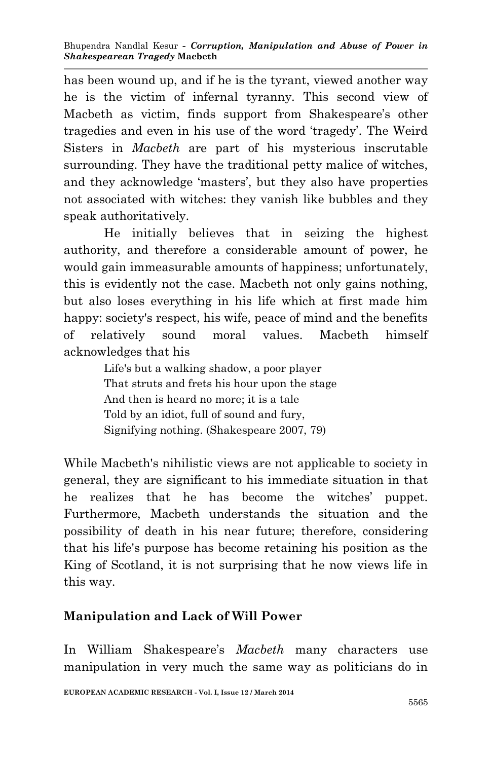has been wound up, and if he is the tyrant, viewed another way he is the victim of infernal tyranny. This second view of Macbeth as victim, finds support from Shakespeare's other tragedies and even in his use of the word 'tragedy'. The Weird Sisters in *Macbeth* are part of his mysterious inscrutable surrounding. They have the traditional petty malice of witches, and they acknowledge 'masters', but they also have properties not associated with witches: they vanish like bubbles and they speak authoritatively.

He initially believes that in seizing the highest authority, and therefore a considerable amount of power, he would gain immeasurable amounts of happiness; unfortunately, this is evidently not the case. Macbeth not only gains nothing, but also loses everything in his life which at first made him happy: society's respect, his wife, peace of mind and the benefits of relatively sound moral values. Macbeth himself acknowledges that his

> Life's but a walking shadow, a poor player
> That struts and frets his hour upon the stage
> And then is heard no more; it is a tale
> Told by an idiot, full of sound and fury,
> Signifying nothing. (Shakespeare 2007, 79)

While Macbeth's nihilistic views are not applicable to society in general, they are significant to his immediate situation in that he realizes that he has become the witches' puppet. Furthermore, Macbeth understands the situation and the possibility of death in his near future; therefore, considering that his life's purpose has become retaining his position as the King of Scotland, it is not surprising that he now views life in this way.

## Manipulation and Lack of Will Power

In William Shakespeare's *Macbeth* many characters use manipulation in very much the same way as politicians do in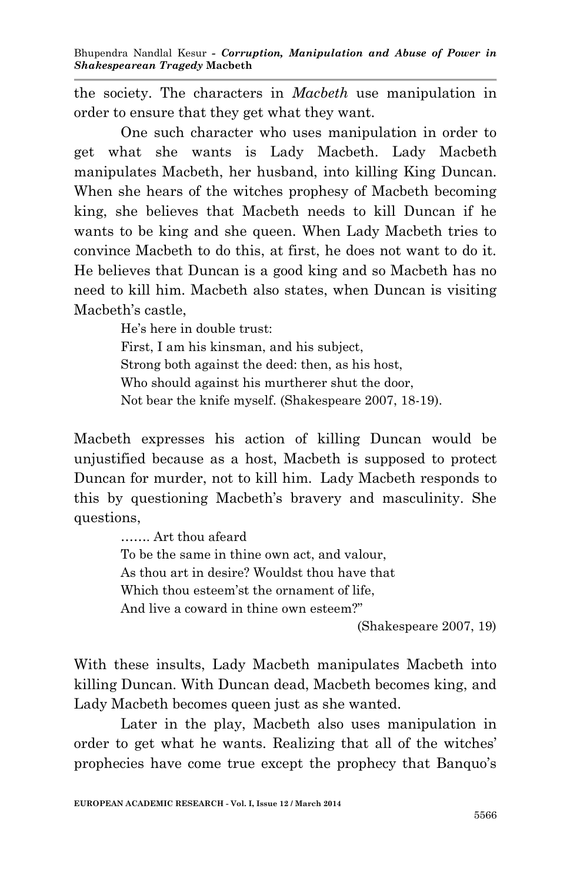the society. The characters in *Macbeth* use manipulation in order to ensure that they get what they want.

One such character who uses manipulation in order to get what she wants is Lady Macbeth. Lady Macbeth manipulates Macbeth, her husband, into killing King Duncan. When she hears of the witches prophesy of Macbeth becoming king, she believes that Macbeth needs to kill Duncan if he wants to be king and she queen. When Lady Macbeth tries to convince Macbeth to do this, at first, he does not want to do it. He believes that Duncan is a good king and so Macbeth has no need to kill him. Macbeth also states, when Duncan is visiting Macbeth's castle,

> He's here in double trust:
> First, I am his kinsman, and his subject,
> Strong both against the deed: then, as his host,
> Who should against his murtherer shut the door,
> Not bear the knife myself. (Shakespeare 2007, 18-19).

Macbeth expresses his action of killing Duncan would be unjustified because as a host, Macbeth is supposed to protect Duncan for murder, not to kill him. Lady Macbeth responds to this by questioning Macbeth's bravery and masculinity. She questions,

> ……. Art thou afeard
> To be the same in thine own act, and valour,
> As thou art in desire? Wouldst thou have that
> Which thou esteem'st the ornament of life,
> And live a coward in thine own esteem?"
>
> (Shakespeare 2007, 19)

With these insults, Lady Macbeth manipulates Macbeth into killing Duncan. With Duncan dead, Macbeth becomes king, and Lady Macbeth becomes queen just as she wanted.

Later in the play, Macbeth also uses manipulation in order to get what he wants. Realizing that all of the witches' prophecies have come true except the prophecy that Banquo's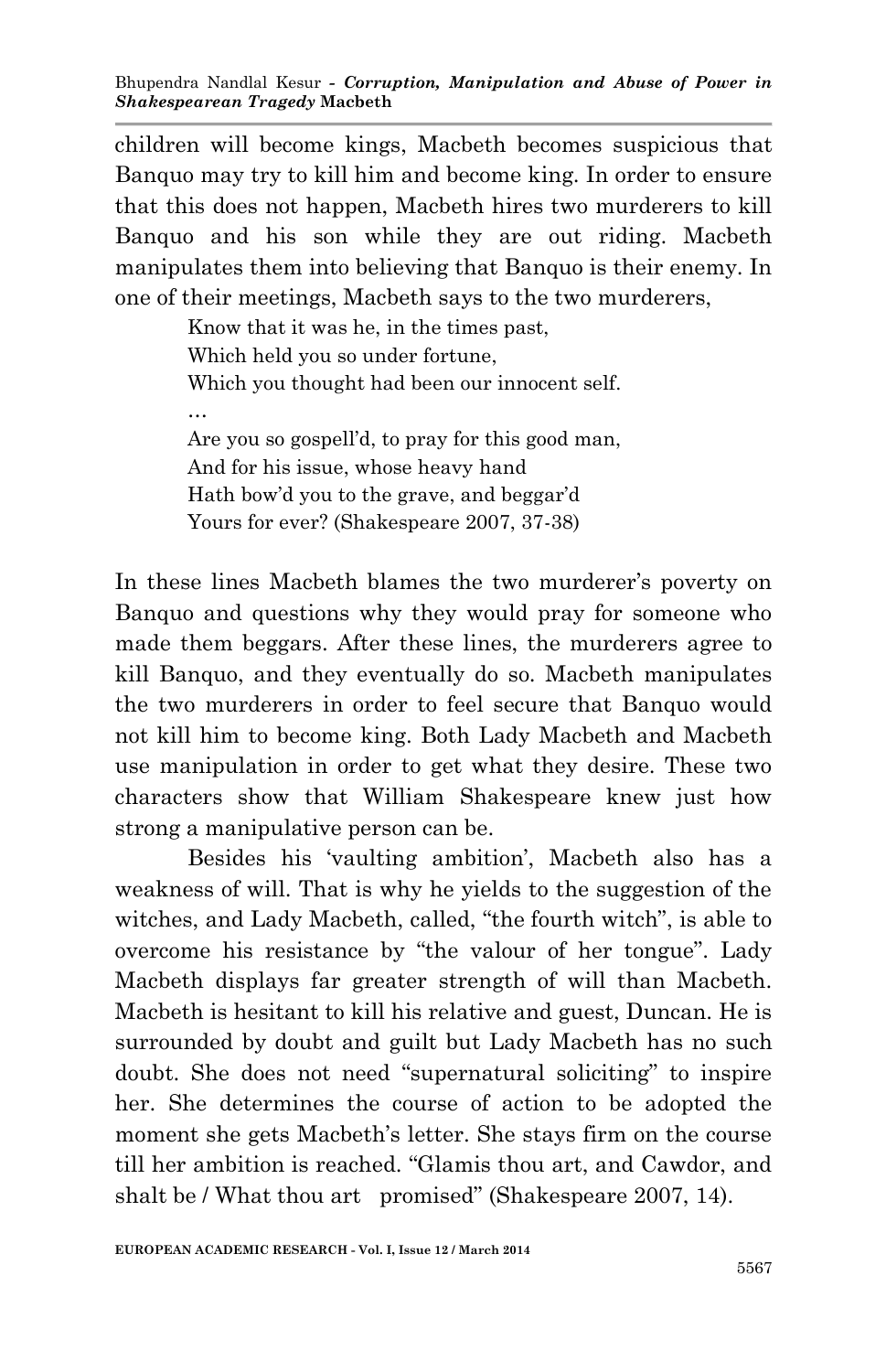children will become kings, Macbeth becomes suspicious that Banquo may try to kill him and become king. In order to ensure that this does not happen, Macbeth hires two murderers to kill Banquo and his son while they are out riding. Macbeth manipulates them into believing that Banquo is their enemy. In one of their meetings, Macbeth says to the two murderers,

> Know that it was he, in the times past,
> Which held you so under fortune,
> Which you thought had been our innocent self.
> …
> Are you so gospell'd, to pray for this good man,
> And for his issue, whose heavy hand
> Hath bow'd you to the grave, and beggar'd
> Yours for ever? (Shakespeare 2007, 37-38)

In these lines Macbeth blames the two murderer's poverty on Banquo and questions why they would pray for someone who made them beggars. After these lines, the murderers agree to kill Banquo, and they eventually do so. Macbeth manipulates the two murderers in order to feel secure that Banquo would not kill him to become king. Both Lady Macbeth and Macbeth use manipulation in order to get what they desire. These two characters show that William Shakespeare knew just how strong a manipulative person can be.

Besides his 'vaulting ambition', Macbeth also has a weakness of will. That is why he yields to the suggestion of the witches, and Lady Macbeth, called, "the fourth witch", is able to overcome his resistance by "the valour of her tongue". Lady Macbeth displays far greater strength of will than Macbeth. Macbeth is hesitant to kill his relative and guest, Duncan. He is surrounded by doubt and guilt but Lady Macbeth has no such doubt. She does not need "supernatural soliciting" to inspire her. She determines the course of action to be adopted the moment she gets Macbeth's letter. She stays firm on the course till her ambition is reached. "Glamis thou art, and Cawdor, and shalt be / What thou art promised" (Shakespeare 2007, 14).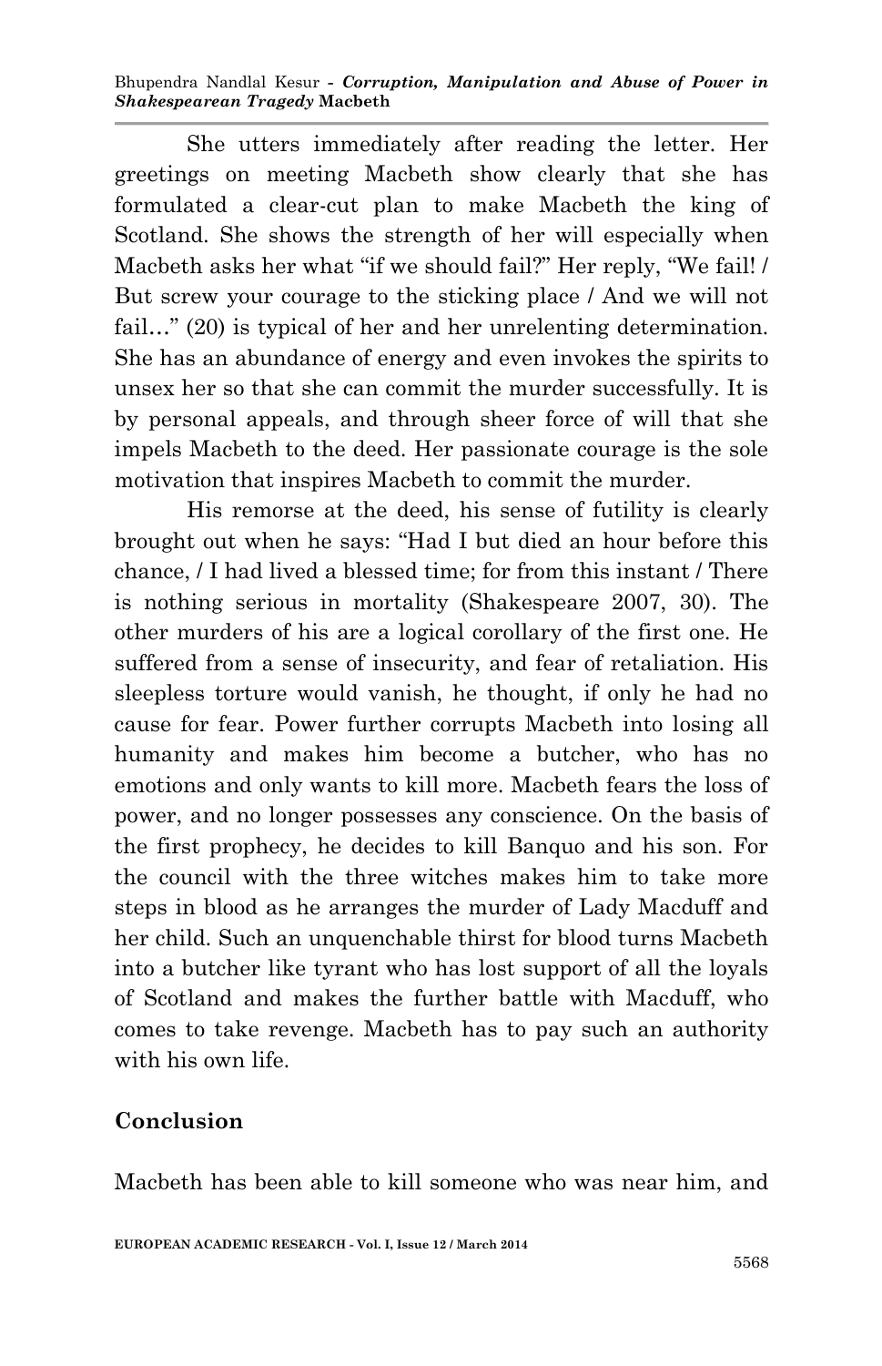She utters immediately after reading the letter. Her greetings on meeting Macbeth show clearly that she has formulated a clear-cut plan to make Macbeth the king of Scotland. She shows the strength of her will especially when Macbeth asks her what "if we should fail?" Her reply, "We fail! / But screw your courage to the sticking place / And we will not fail…" (20) is typical of her and her unrelenting determination. She has an abundance of energy and even invokes the spirits to unsex her so that she can commit the murder successfully. It is by personal appeals, and through sheer force of will that she impels Macbeth to the deed. Her passionate courage is the sole motivation that inspires Macbeth to commit the murder.

His remorse at the deed, his sense of futility is clearly brought out when he says: "Had I but died an hour before this chance, / I had lived a blessed time; for from this instant / There is nothing serious in mortality (Shakespeare 2007, 30). The other murders of his are a logical corollary of the first one. He suffered from a sense of insecurity, and fear of retaliation. His sleepless torture would vanish, he thought, if only he had no cause for fear. Power further corrupts Macbeth into losing all humanity and makes him become a butcher, who has no emotions and only wants to kill more. Macbeth fears the loss of power, and no longer possesses any conscience. On the basis of the first prophecy, he decides to kill Banquo and his son. For the council with the three witches makes him to take more steps in blood as he arranges the murder of Lady Macduff and her child. Such an unquenchable thirst for blood turns Macbeth into a butcher like tyrant who has lost support of all the loyals of Scotland and makes the further battle with Macduff, who comes to take revenge. Macbeth has to pay such an authority with his own life.

## Conclusion

Macbeth has been able to kill someone who was near him, and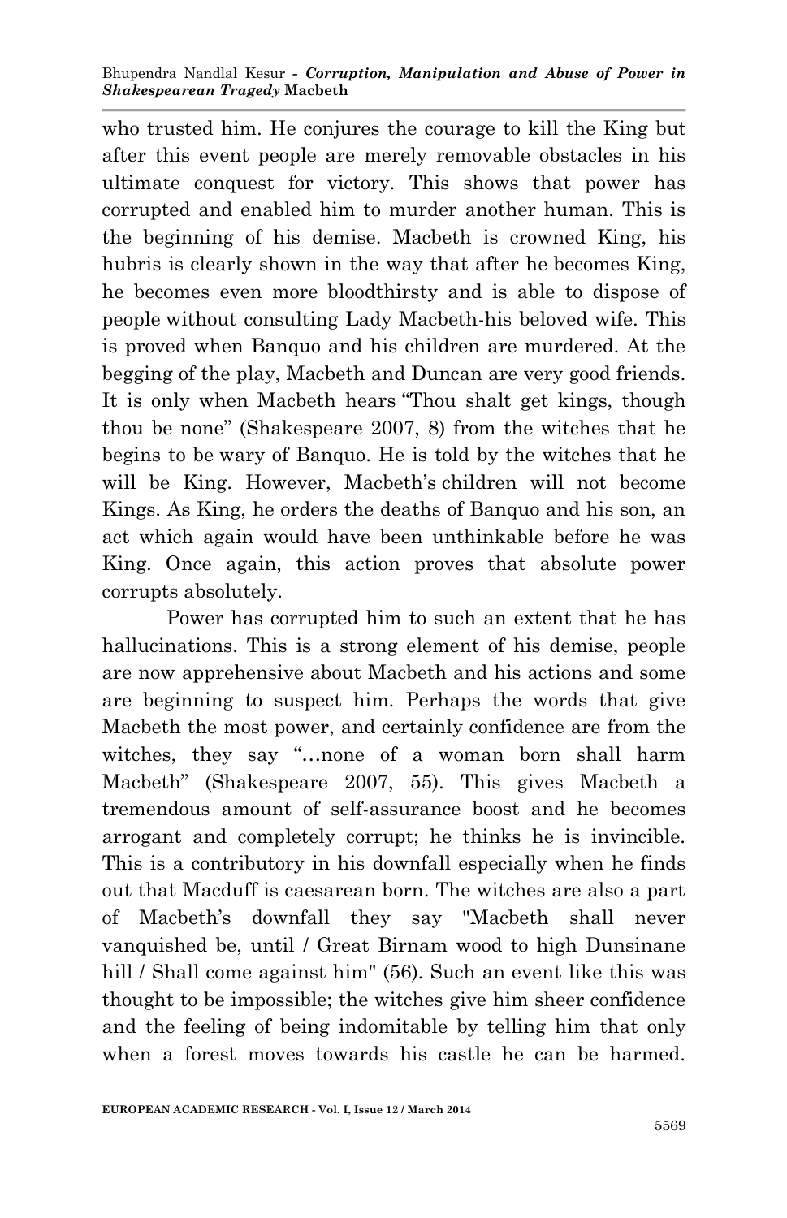who trusted him. He conjures the courage to kill the King but after this event people are merely removable obstacles in his ultimate conquest for victory. This shows that power has corrupted and enabled him to murder another human. This is the beginning of his demise. Macbeth is crowned King, his hubris is clearly shown in the way that after he becomes King, he becomes even more bloodthirsty and is able to dispose of people without consulting Lady Macbeth-his beloved wife. This is proved when Banquo and his children are murdered. At the begging of the play, Macbeth and Duncan are very good friends. It is only when Macbeth hears "Thou shalt get kings, though thou be none" (Shakespeare 2007, 8) from the witches that he begins to be wary of Banquo. He is told by the witches that he will be King. However, Macbeth's children will not become Kings. As King, he orders the deaths of Banquo and his son, an act which again would have been unthinkable before he was King. Once again, this action proves that absolute power corrupts absolutely.

Power has corrupted him to such an extent that he has hallucinations. This is a strong element of his demise, people are now apprehensive about Macbeth and his actions and some are beginning to suspect him. Perhaps the words that give Macbeth the most power, and certainly confidence are from the witches, they say "…none of a woman born shall harm Macbeth" (Shakespeare 2007, 55). This gives Macbeth a tremendous amount of self-assurance boost and he becomes arrogant and completely corrupt; he thinks he is invincible. This is a contributory in his downfall especially when he finds out that Macduff is caesarean born. The witches are also a part of Macbeth's downfall they say "Macbeth shall never vanquished be, until / Great Birnam wood to high Dunsinane hill / Shall come against him" (56). Such an event like this was thought to be impossible; the witches give him sheer confidence and the feeling of being indomitable by telling him that only when a forest moves towards his castle he can be harmed.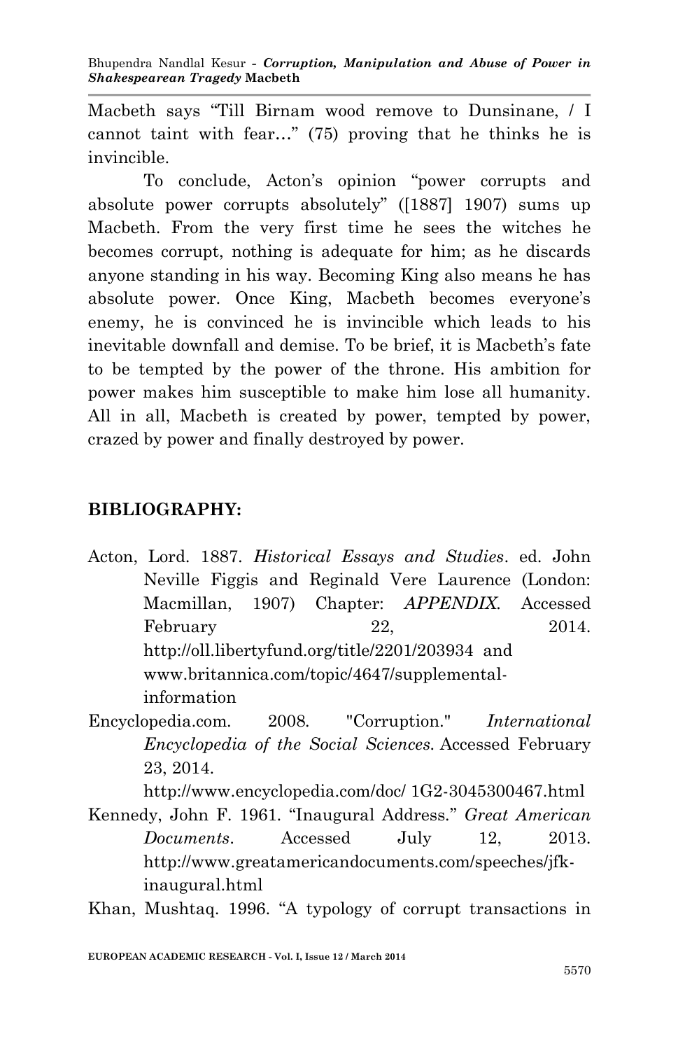Macbeth says "Till Birnam wood remove to Dunsinane, / I cannot taint with fear…" (75) proving that he thinks he is invincible.

To conclude, Acton's opinion "power corrupts and absolute power corrupts absolutely" ([1887] 1907) sums up Macbeth. From the very first time he sees the witches he becomes corrupt, nothing is adequate for him; as he discards anyone standing in his way. Becoming King also means he has absolute power. Once King, Macbeth becomes everyone's enemy, he is convinced he is invincible which leads to his inevitable downfall and demise. To be brief, it is Macbeth's fate to be tempted by the power of the throne. His ambition for power makes him susceptible to make him lose all humanity. All in all, Macbeth is created by power, tempted by power, crazed by power and finally destroyed by power.

## BIBLIOGRAPHY:

Acton, Lord. 1887. *Historical Essays and Studies*. ed. John Neville Figgis and Reginald Vere Laurence (London: Macmillan, 1907) Chapter: *APPENDIX*. Accessed February 22, 2014. http://oll.libertyfund.org/title/2201/203934 and www.britannica.com/topic/4647/supplemental-information

Encyclopedia.com. 2008. "Corruption." *International Encyclopedia of the Social Sciences*. Accessed February 23, 2014. http://www.encyclopedia.com/doc/ 1G2-3045300467.html

Kennedy, John F. 1961. "Inaugural Address." *Great American Documents*. Accessed July 12, 2013. http://www.greatamericandocuments.com/speeches/jfk-inaugural.html

Khan, Mushtaq. 1996. "A typology of corrupt transactions in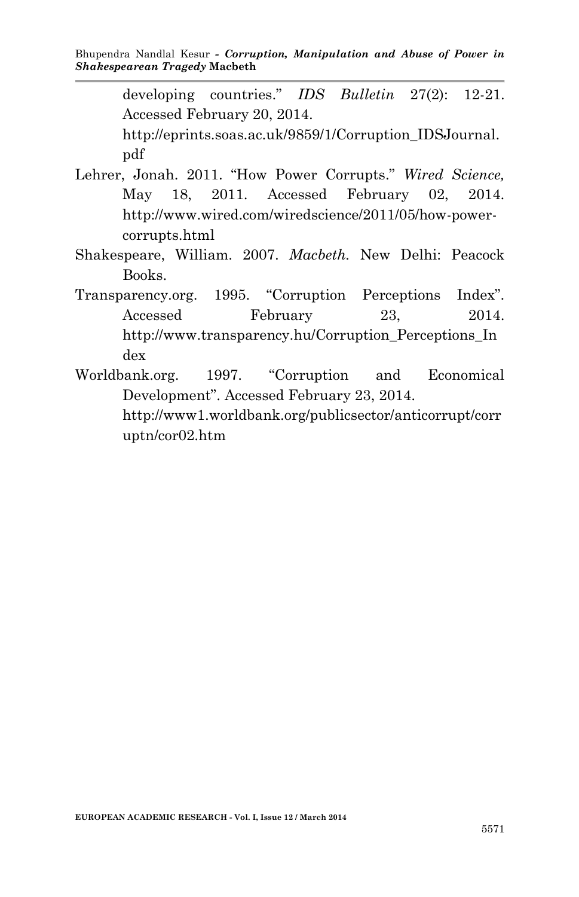developing countries." *IDS Bulletin* 27(2): 12-21. Accessed February 20, 2014. http://eprints.soas.ac.uk/9859/1/Corruption_IDSJournal.pdf

Lehrer, Jonah. 2011. "How Power Corrupts." *Wired Science,* May 18, 2011. Accessed February 02, 2014. http://www.wired.com/wiredscience/2011/05/how-power-corrupts.html

Shakespeare, William. 2007. *Macbeth.* New Delhi: Peacock Books.

Transparency.org. 1995. "Corruption Perceptions Index". Accessed February 23, 2014. http://www.transparency.hu/Corruption_Perceptions_Index

Worldbank.org. 1997. "Corruption and Economical Development". Accessed February 23, 2014. http://www1.worldbank.org/publicsector/anticorrupt/corruptn/cor02.htm